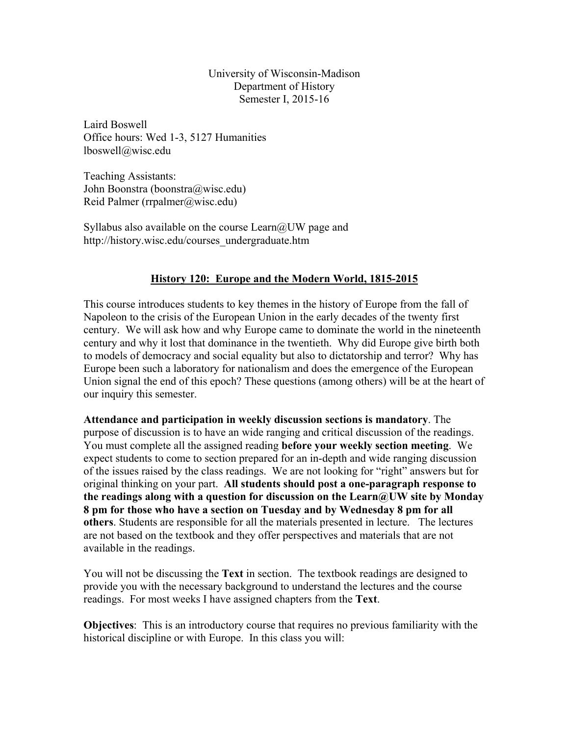University of Wisconsin-Madison
Department of History
Semester I, 2015-16

Laird Boswell
Office hours: Wed 1-3, 5127 Humanities
lboswell@wisc.edu

Teaching Assistants:
John Boonstra (boonstra@wisc.edu)
Reid Palmer (rrpalmer@wisc.edu)

Syllabus also available on the course Learn@UW page and
http://history.wisc.edu/courses_undergraduate.htm

# History 120: Europe and the Modern World, 1815-2015

This course introduces students to key themes in the history of Europe from the fall of Napoleon to the crisis of the European Union in the early decades of the twenty first century. We will ask how and why Europe came to dominate the world in the nineteenth century and why it lost that dominance in the twentieth. Why did Europe give birth both to models of democracy and social equality but also to dictatorship and terror? Why has Europe been such a laboratory for nationalism and does the emergence of the European Union signal the end of this epoch? These questions (among others) will be at the heart of our inquiry this semester.

**Attendance and participation in weekly discussion sections is mandatory**. The purpose of discussion is to have an wide ranging and critical discussion of the readings. You must complete all the assigned reading **before your weekly section meeting**. We expect students to come to section prepared for an in-depth and wide ranging discussion of the issues raised by the class readings. We are not looking for "right" answers but for original thinking on your part. **All students should post a one-paragraph response to the readings along with a question for discussion on the Learn@UW site by Monday 8 pm for those who have a section on Tuesday and by Wednesday 8 pm for all others**. Students are responsible for all the materials presented in lecture. The lectures are not based on the textbook and they offer perspectives and materials that are not available in the readings.

You will not be discussing the **Text** in section. The textbook readings are designed to provide you with the necessary background to understand the lectures and the course readings. For most weeks I have assigned chapters from the **Text**.

**Objectives**: This is an introductory course that requires no previous familiarity with the historical discipline or with Europe. In this class you will: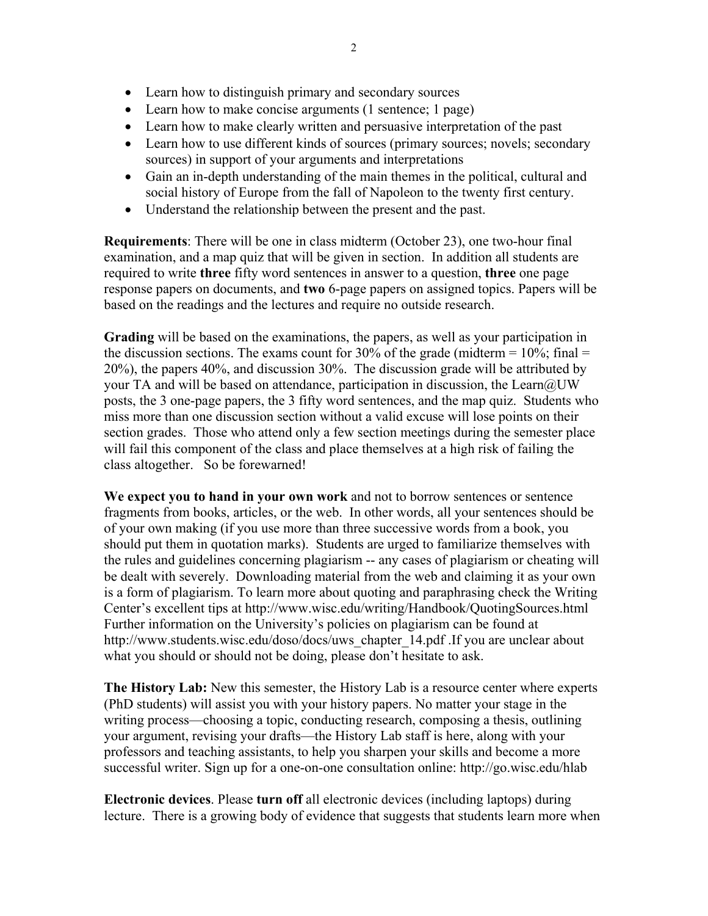- Learn how to distinguish primary and secondary sources
- Learn how to make concise arguments (1 sentence; 1 page)
- Learn how to make clearly written and persuasive interpretation of the past
- Learn how to use different kinds of sources (primary sources; novels; secondary sources) in support of your arguments and interpretations
- Gain an in-depth understanding of the main themes in the political, cultural and social history of Europe from the fall of Napoleon to the twenty first century.
- Understand the relationship between the present and the past.

**Requirements**: There will be one in class midterm (October 23), one two-hour final examination, and a map quiz that will be given in section. In addition all students are required to write **three** fifty word sentences in answer to a question, **three** one page response papers on documents, and **two** 6-page papers on assigned topics. Papers will be based on the readings and the lectures and require no outside research.

**Grading** will be based on the examinations, the papers, as well as your participation in the discussion sections. The exams count for 30% of the grade (midterm = 10%; final = 20%), the papers 40%, and discussion 30%. The discussion grade will be attributed by your TA and will be based on attendance, participation in discussion, the Learn@UW posts, the 3 one-page papers, the 3 fifty word sentences, and the map quiz. Students who miss more than one discussion section without a valid excuse will lose points on their section grades. Those who attend only a few section meetings during the semester place will fail this component of the class and place themselves at a high risk of failing the class altogether. So be forewarned!

**We expect you to hand in your own work** and not to borrow sentences or sentence fragments from books, articles, or the web. In other words, all your sentences should be of your own making (if you use more than three successive words from a book, you should put them in quotation marks). Students are urged to familiarize themselves with the rules and guidelines concerning plagiarism -- any cases of plagiarism or cheating will be dealt with severely. Downloading material from the web and claiming it as your own is a form of plagiarism. To learn more about quoting and paraphrasing check the Writing Center's excellent tips at http://www.wisc.edu/writing/Handbook/QuotingSources.html Further information on the University's policies on plagiarism can be found at http://www.students.wisc.edu/doso/docs/uws_chapter_14.pdf .If you are unclear about what you should or should not be doing, please don't hesitate to ask.

**The History Lab:** New this semester, the History Lab is a resource center where experts (PhD students) will assist you with your history papers. No matter your stage in the writing process—choosing a topic, conducting research, composing a thesis, outlining your argument, revising your drafts—the History Lab staff is here, along with your professors and teaching assistants, to help you sharpen your skills and become a more successful writer. Sign up for a one-on-one consultation online: http://go.wisc.edu/hlab

**Electronic devices**. Please **turn off** all electronic devices (including laptops) during lecture. There is a growing body of evidence that suggests that students learn more when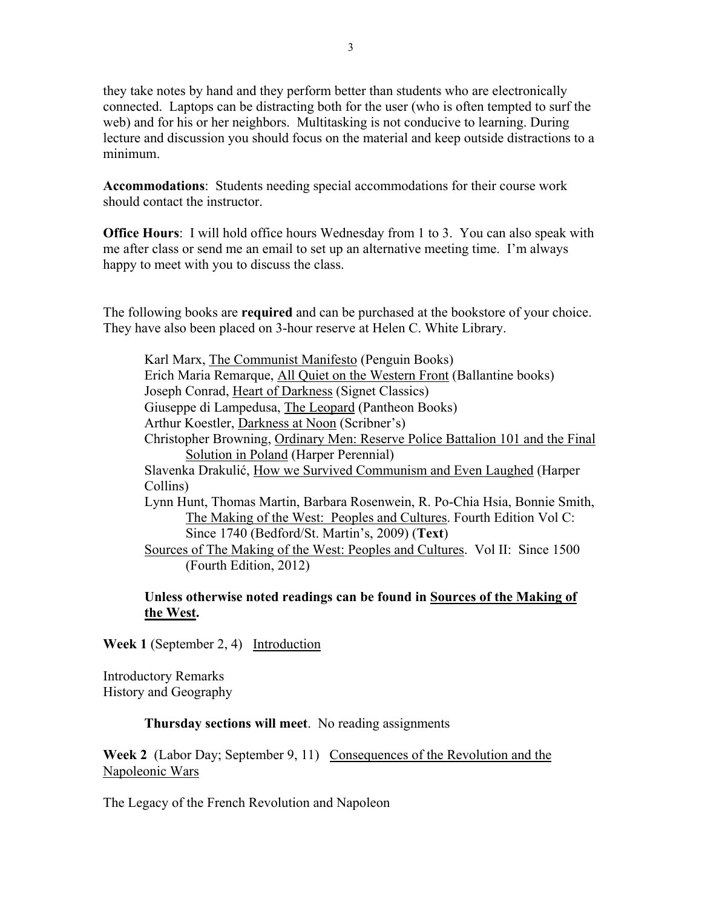they take notes by hand and they perform better than students who are electronically connected. Laptops can be distracting both for the user (who is often tempted to surf the web) and for his or her neighbors. Multitasking is not conducive to learning. During lecture and discussion you should focus on the material and keep outside distractions to a minimum.

**Accommodations**: Students needing special accommodations for their course work should contact the instructor.

**Office Hours**: I will hold office hours Wednesday from 1 to 3. You can also speak with me after class or send me an email to set up an alternative meeting time. I'm always happy to meet with you to discuss the class.

The following books are **required** and can be purchased at the bookstore of your choice. They have also been placed on 3-hour reserve at Helen C. White Library.

- Karl Marx, The Communist Manifesto (Penguin Books)
- Erich Maria Remarque, All Quiet on the Western Front (Ballantine books)
- Joseph Conrad, Heart of Darkness (Signet Classics)
- Giuseppe di Lampedusa, The Leopard (Pantheon Books)
- Arthur Koestler, Darkness at Noon (Scribner's)
- Christopher Browning, Ordinary Men: Reserve Police Battalion 101 and the Final Solution in Poland (Harper Perennial)
- Slavenka Drakulić, How we Survived Communism and Even Laughed (Harper Collins)
- Lynn Hunt, Thomas Martin, Barbara Rosenwein, R. Po-Chia Hsia, Bonnie Smith, The Making of the West: Peoples and Cultures. Fourth Edition Vol C: Since 1740 (Bedford/St. Martin's, 2009) (**Text**)
- Sources of The Making of the West: Peoples and Cultures. Vol II: Since 1500 (Fourth Edition, 2012)

**Unless otherwise noted readings can be found in Sources of the Making of the West.**

**Week 1** (September 2, 4) Introduction

Introductory Remarks
History and Geography

**Thursday sections will meet**. No reading assignments

**Week 2** (Labor Day; September 9, 11) Consequences of the Revolution and the Napoleonic Wars

The Legacy of the French Revolution and Napoleon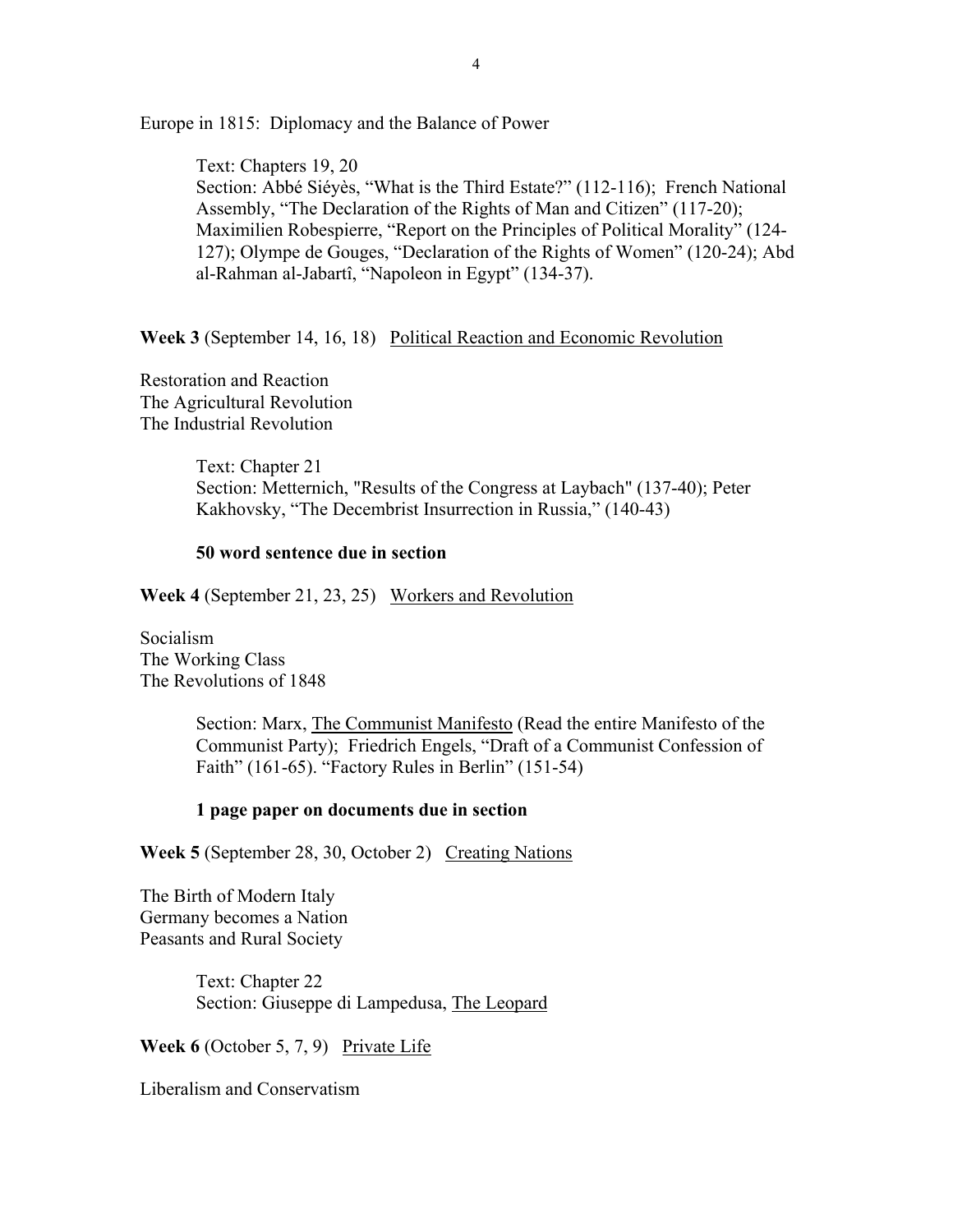Europe in 1815: Diplomacy and the Balance of Power

> Text: Chapters 19, 20
> Section: Abbé Siéyès, "What is the Third Estate?" (112-116); French National Assembly, "The Declaration of the Rights of Man and Citizen" (117-20); Maximilien Robespierre, "Report on the Principles of Political Morality" (124-127); Olympe de Gouges, "Declaration of the Rights of Women" (120-24); Abd al-Rahman al-Jabartî, "Napoleon in Egypt" (134-37).

**Week 3** (September 14, 16, 18) <u>Political Reaction and Economic Revolution</u>

Restoration and Reaction
The Agricultural Revolution
The Industrial Revolution

> Text: Chapter 21
> Section: Metternich, "Results of the Congress at Laybach" (137-40); Peter Kakhovsky, "The Decembrist Insurrection in Russia," (140-43)
>
> **50 word sentence due in section**

**Week 4** (September 21, 23, 25) <u>Workers and Revolution</u>

Socialism
The Working Class
The Revolutions of 1848

> Section: Marx, <u>The Communist Manifesto</u> (Read the entire Manifesto of the Communist Party); Friedrich Engels, "Draft of a Communist Confession of Faith" (161-65). "Factory Rules in Berlin" (151-54)
>
> **1 page paper on documents due in section**

**Week 5** (September 28, 30, October 2) <u>Creating Nations</u>

The Birth of Modern Italy
Germany becomes a Nation
Peasants and Rural Society

> Text: Chapter 22
> Section: Giuseppe di Lampedusa, <u>The Leopard</u>

**Week 6** (October 5, 7, 9) <u>Private Life</u>

Liberalism and Conservatism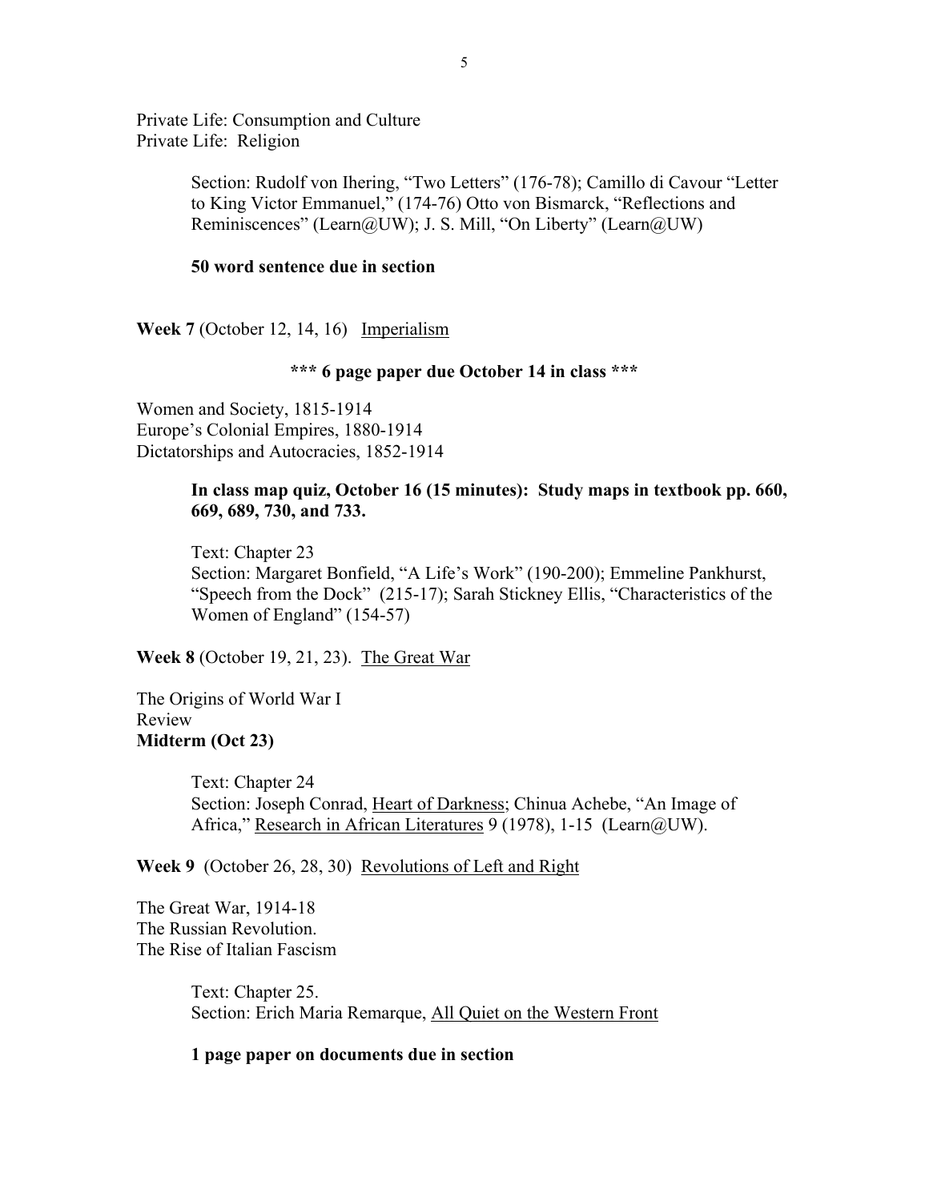Private Life: Consumption and Culture
Private Life: Religion

> Section: Rudolf von Ihering, "Two Letters" (176-78); Camillo di Cavour "Letter to King Victor Emmanuel," (174-76) Otto von Bismarck, "Reflections and Reminiscences" (Learn@UW); J. S. Mill, "On Liberty" (Learn@UW)
>
> **50 word sentence due in section**

**Week 7** (October 12, 14, 16) Imperialism

**\*\*\* 6 page paper due October 14 in class \*\*\***

Women and Society, 1815-1914
Europe's Colonial Empires, 1880-1914
Dictatorships and Autocracies, 1852-1914

> **In class map quiz, October 16 (15 minutes): Study maps in textbook pp. 660, 669, 689, 730, and 733.**
>
> Text: Chapter 23
> Section: Margaret Bonfield, "A Life's Work" (190-200); Emmeline Pankhurst, "Speech from the Dock" (215-17); Sarah Stickney Ellis, "Characteristics of the Women of England" (154-57)

**Week 8** (October 19, 21, 23). The Great War

The Origins of World War I
Review
**Midterm (Oct 23)**

> Text: Chapter 24
> Section: Joseph Conrad, Heart of Darkness; Chinua Achebe, "An Image of Africa," Research in African Literatures 9 (1978), 1-15 (Learn@UW).

**Week 9** (October 26, 28, 30) Revolutions of Left and Right

The Great War, 1914-18
The Russian Revolution.
The Rise of Italian Fascism

> Text: Chapter 25.
> Section: Erich Maria Remarque, All Quiet on the Western Front
>
> **1 page paper on documents due in section**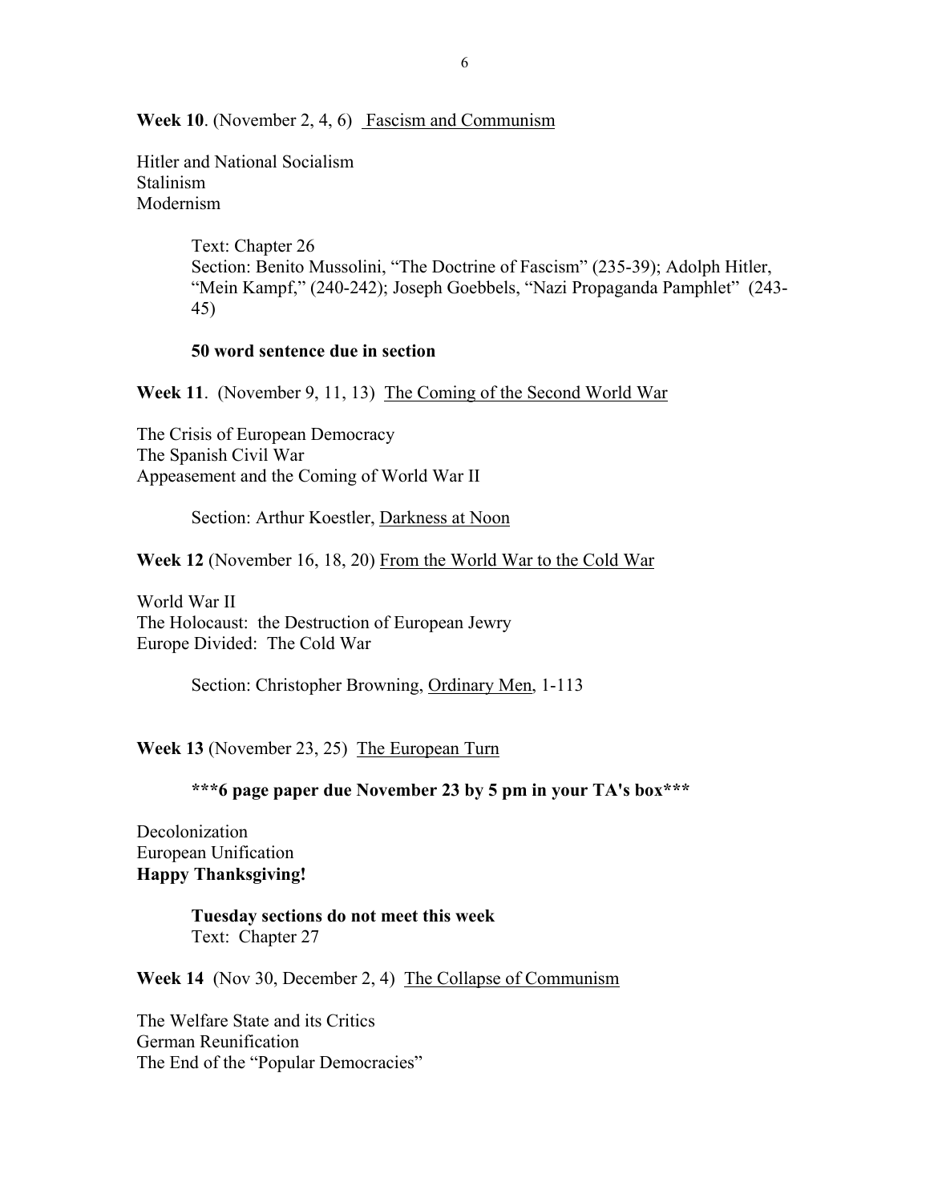**Week 10**. (November 2, 4, 6) Fascism and Communism

Hitler and National Socialism
Stalinism
Modernism

> Text: Chapter 26
> Section: Benito Mussolini, "The Doctrine of Fascism" (235-39); Adolph Hitler, "Mein Kampf," (240-242); Joseph Goebbels, "Nazi Propaganda Pamphlet" (243-45)
>
> **50 word sentence due in section**

**Week 11**. (November 9, 11, 13) The Coming of the Second World War

The Crisis of European Democracy
The Spanish Civil War
Appeasement and the Coming of World War II

> Section: Arthur Koestler, Darkness at Noon

**Week 12** (November 16, 18, 20) From the World War to the Cold War

World War II
The Holocaust: the Destruction of European Jewry
Europe Divided: The Cold War

> Section: Christopher Browning, Ordinary Men, 1-113

**Week 13** (November 23, 25) The European Turn

> **\*\*\*6 page paper due November 23 by 5 pm in your TA's box\*\*\***

Decolonization
European Unification
**Happy Thanksgiving!**

> **Tuesday sections do not meet this week**
> Text: Chapter 27

**Week 14** (Nov 30, December 2, 4) The Collapse of Communism

The Welfare State and its Critics
German Reunification
The End of the "Popular Democracies"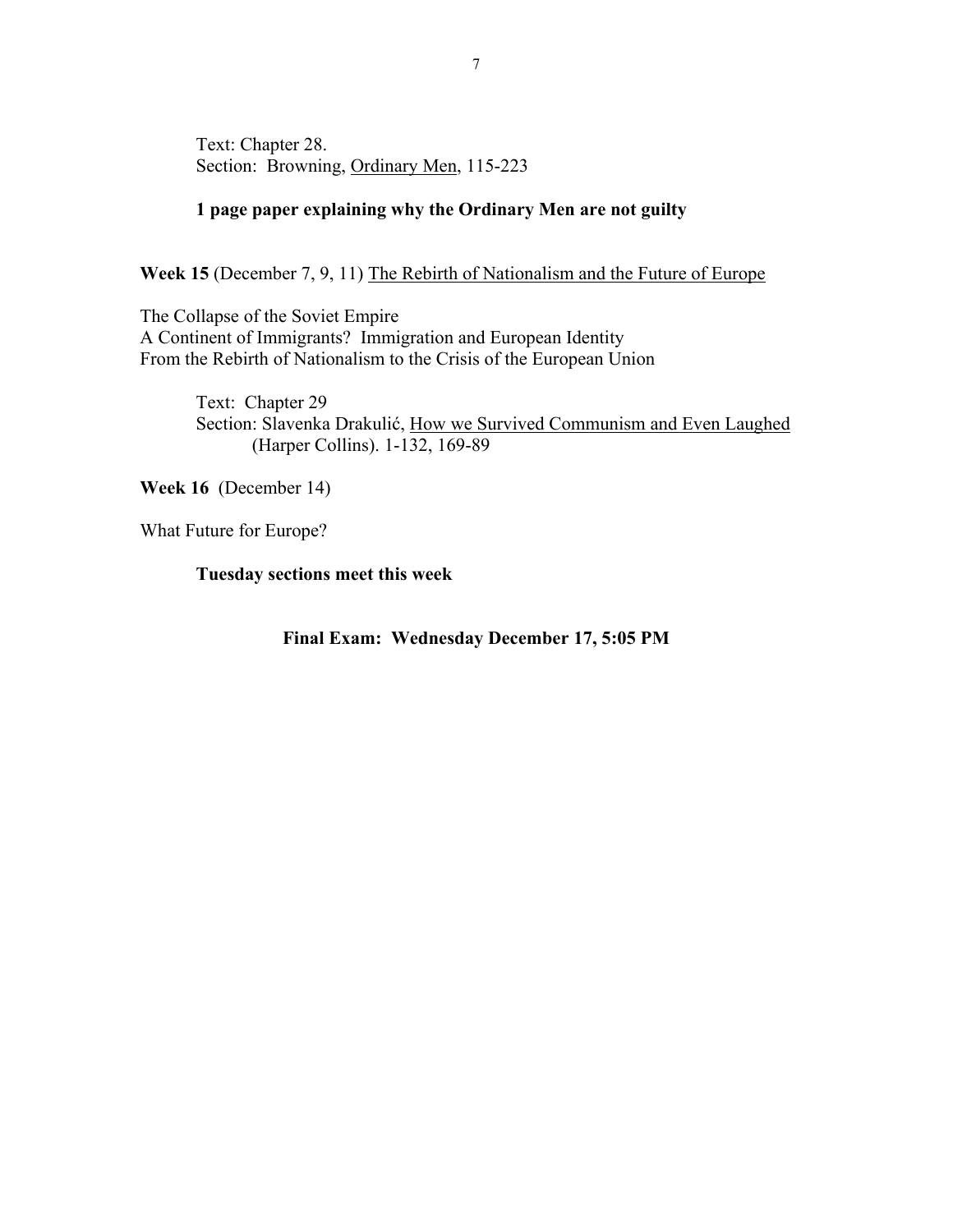Text: Chapter 28.
Section: Browning, <u>Ordinary Men</u>, 115-223

**1 page paper explaining why the Ordinary Men are not guilty**

**Week 15** (December 7, 9, 11) <u>The Rebirth of Nationalism and the Future of Europe</u>

The Collapse of the Soviet Empire
A Continent of Immigrants? Immigration and European Identity
From the Rebirth of Nationalism to the Crisis of the European Union

Text: Chapter 29
Section: Slavenka Drakulić, <u>How we Survived Communism and Even Laughed</u> (Harper Collins). 1-132, 169-89

**Week 16** (December 14)

What Future for Europe?

**Tuesday sections meet this week**

**Final Exam: Wednesday December 17, 5:05 PM**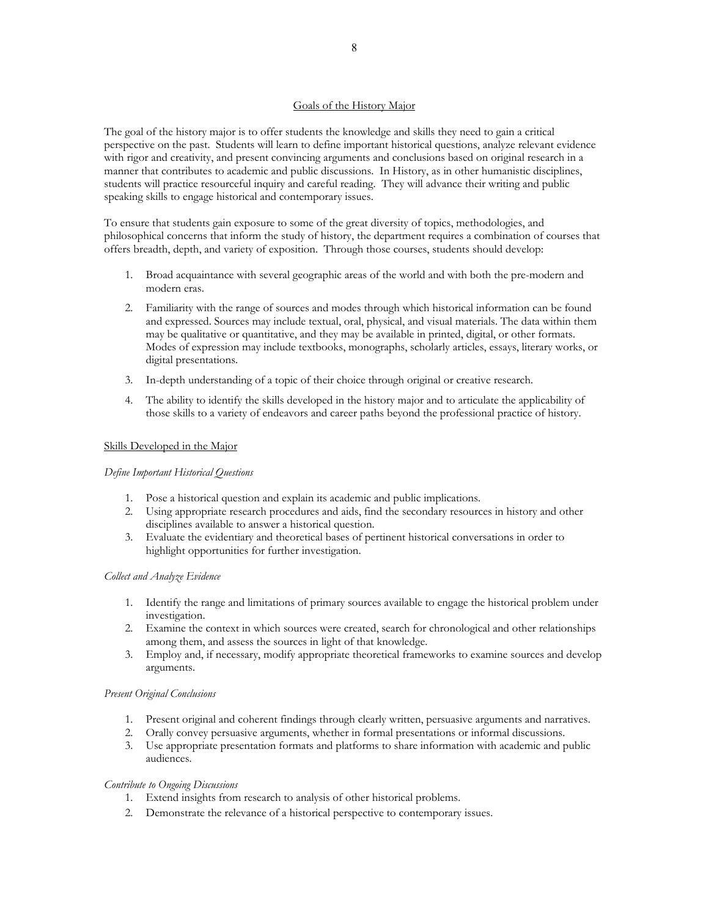## Goals of the History Major

The goal of the history major is to offer students the knowledge and skills they need to gain a critical perspective on the past. Students will learn to define important historical questions, analyze relevant evidence with rigor and creativity, and present convincing arguments and conclusions based on original research in a manner that contributes to academic and public discussions. In History, as in other humanistic disciplines, students will practice resourceful inquiry and careful reading. They will advance their writing and public speaking skills to engage historical and contemporary issues.

To ensure that students gain exposure to some of the great diversity of topics, methodologies, and philosophical concerns that inform the study of history, the department requires a combination of courses that offers breadth, depth, and variety of exposition. Through those courses, students should develop:

1. Broad acquaintance with several geographic areas of the world and with both the pre-modern and modern eras.
2. Familiarity with the range of sources and modes through which historical information can be found and expressed. Sources may include textual, oral, physical, and visual materials. The data within them may be qualitative or quantitative, and they may be available in printed, digital, or other formats. Modes of expression may include textbooks, monographs, scholarly articles, essays, literary works, or digital presentations.
3. In-depth understanding of a topic of their choice through original or creative research.
4. The ability to identify the skills developed in the history major and to articulate the applicability of those skills to a variety of endeavors and career paths beyond the professional practice of history.

### Skills Developed in the Major

*Define Important Historical Questions*

1. Pose a historical question and explain its academic and public implications.
2. Using appropriate research procedures and aids, find the secondary resources in history and other disciplines available to answer a historical question.
3. Evaluate the evidentiary and theoretical bases of pertinent historical conversations in order to highlight opportunities for further investigation.

*Collect and Analyze Evidence*

1. Identify the range and limitations of primary sources available to engage the historical problem under investigation.
2. Examine the context in which sources were created, search for chronological and other relationships among them, and assess the sources in light of that knowledge.
3. Employ and, if necessary, modify appropriate theoretical frameworks to examine sources and develop arguments.

*Present Original Conclusions*

1. Present original and coherent findings through clearly written, persuasive arguments and narratives.
2. Orally convey persuasive arguments, whether in formal presentations or informal discussions.
3. Use appropriate presentation formats and platforms to share information with academic and public audiences.

*Contribute to Ongoing Discussions*

1. Extend insights from research to analysis of other historical problems.
2. Demonstrate the relevance of a historical perspective to contemporary issues.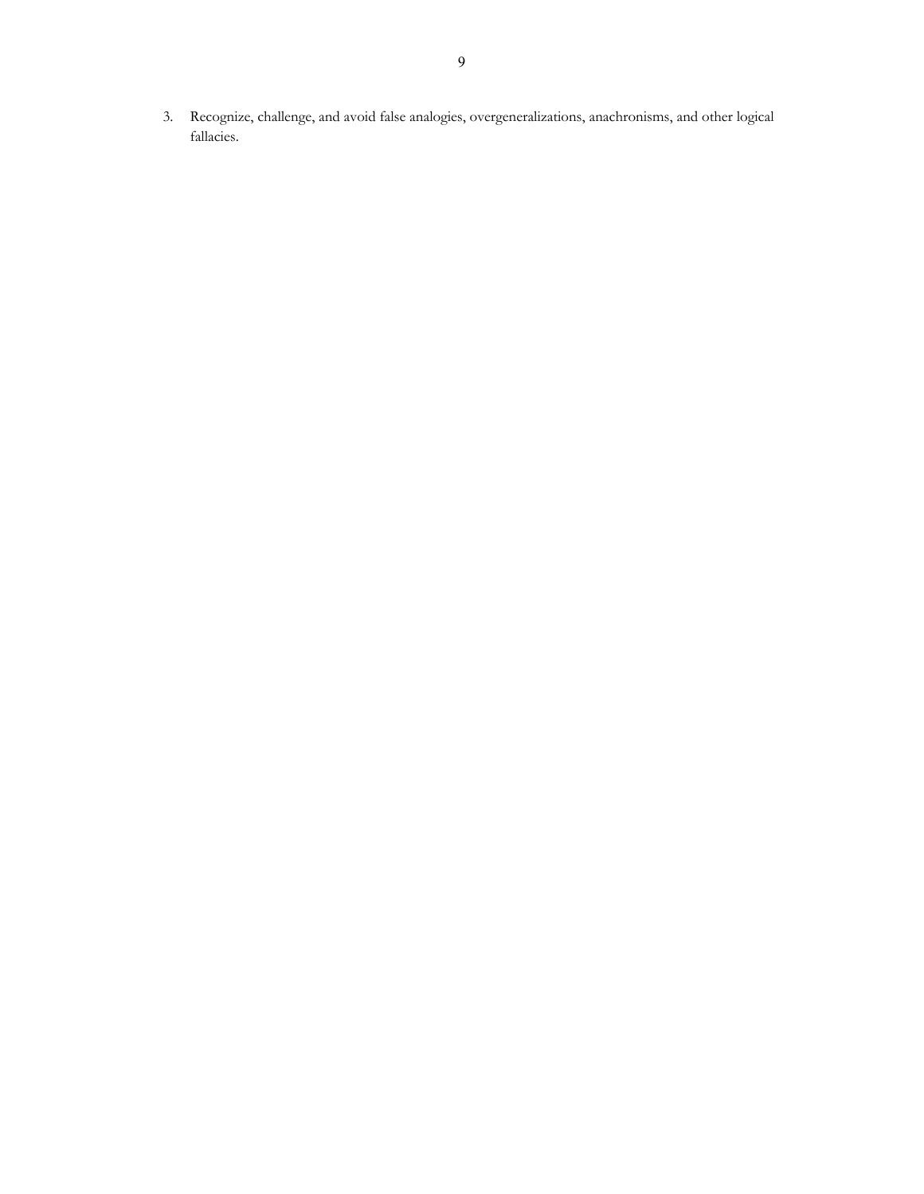3. Recognize, challenge, and avoid false analogies, overgeneralizations, anachronisms, and other logical fallacies.